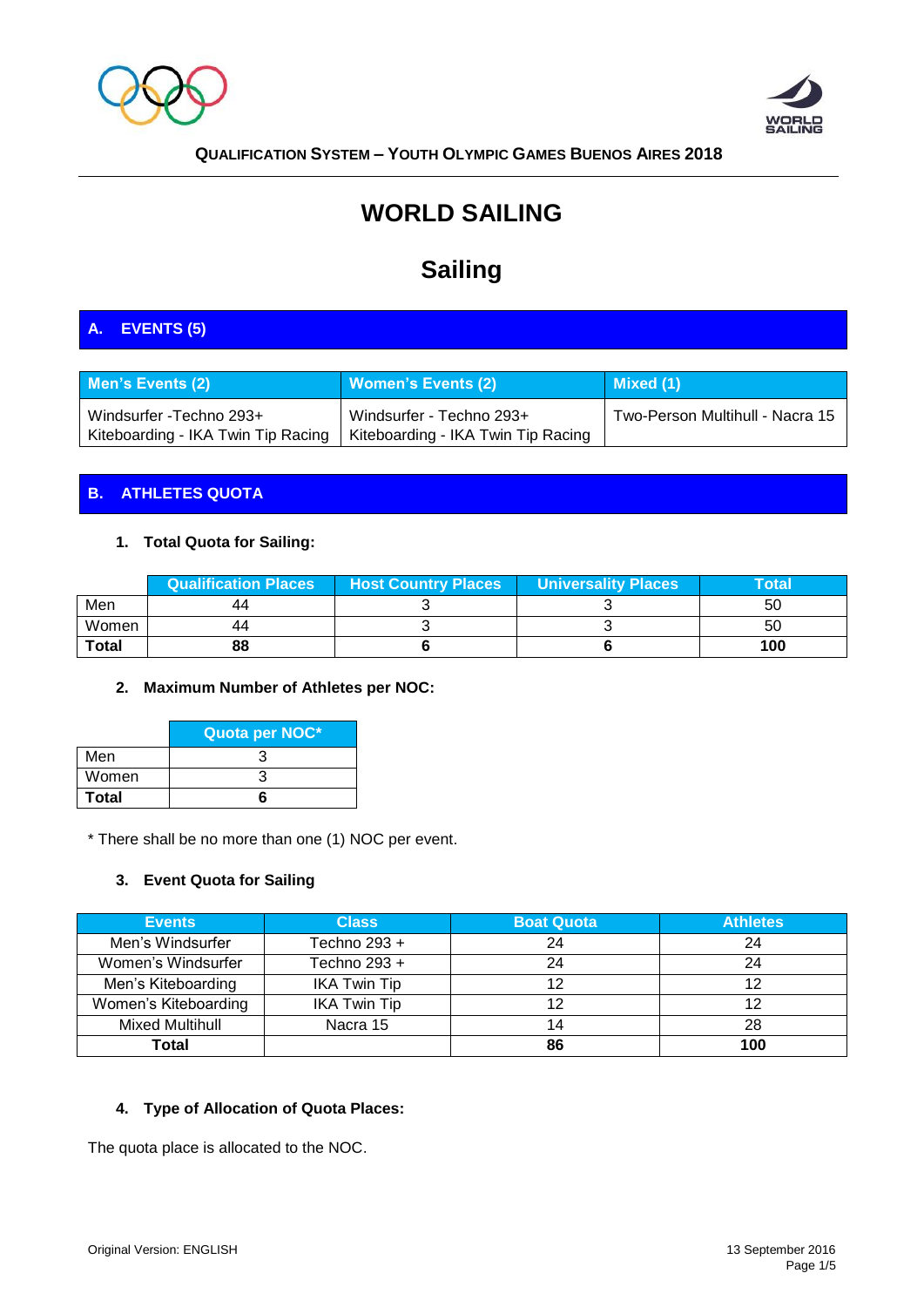**QUALIFICATION SYSTEM – YOUTH OLYMPIC GAMES BUENOS AIRES 2018**

# WORLD SAILING

# Sailing

## A. EVENTS (5)

| Men's Events (2) | Women's Events (2) | Mixed (1) |
|---|---|---|
| Windsurfer -Techno 293+<br>Kiteboarding - IKA Twin Tip Racing | Windsurfer - Techno 293+<br>Kiteboarding - IKA Twin Tip Racing | Two-Person Multihull - Nacra 15 |

## B. ATHLETES QUOTA

### 1. Total Quota for Sailing:

| | Qualification Places | Host Country Places | Universality Places | Total |
|---|---|---|---|---|
| Men | 44 | 3 | 3 | 50 |
| Women | 44 | 3 | 3 | 50 |
| **Total** | **88** | **6** | **6** | **100** |

### 2. Maximum Number of Athletes per NOC:

| | Quota per NOC* |
|---|---|
| Men | 3 |
| Women | 3 |
| **Total** | **6** |

\* There shall be no more than one (1) NOC per event.

### 3. Event Quota for Sailing

| Events | Class | Boat Quota | Athletes |
|---|---|---|---|
| Men's Windsurfer | Techno 293 + | 24 | 24 |
| Women's Windsurfer | Techno 293 + | 24 | 24 |
| Men's Kiteboarding | IKA Twin Tip | 12 | 12 |
| Women's Kiteboarding | IKA Twin Tip | 12 | 12 |
| Mixed Multihull | Nacra 15 | 14 | 28 |
| **Total** | | **86** | **100** |

### 4. Type of Allocation of Quota Places:

The quota place is allocated to the NOC.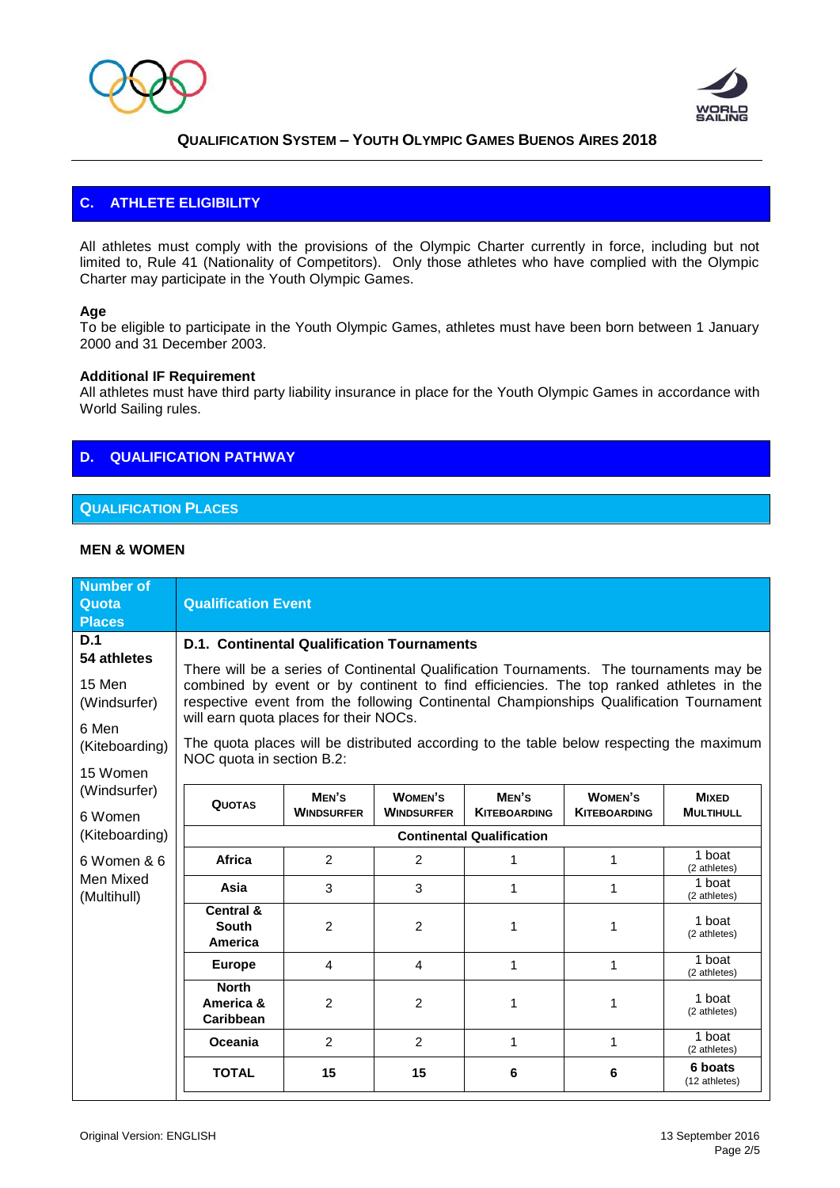## C. ATHLETE ELIGIBILITY

All athletes must comply with the provisions of the Olympic Charter currently in force, including but not limited to, Rule 41 (Nationality of Competitors). Only those athletes who have complied with the Olympic Charter may participate in the Youth Olympic Games.

**Age**
To be eligible to participate in the Youth Olympic Games, athletes must have been born between 1 January 2000 and 31 December 2003.

**Additional IF Requirement**
All athletes must have third party liability insurance in place for the Youth Olympic Games in accordance with World Sailing rules.

## D. QUALIFICATION PATHWAY

### QUALIFICATION PLACES

**MEN & WOMEN**

| Number of Quota Places | Qualification Event |
|---|---|
| **D.1** **54 athletes** 15 Men (Windsurfer) 6 Men (Kiteboarding) 15 Women (Windsurfer) 6 Women (Kiteboarding) 6 Women & 6 Men Mixed (Multihull) | **D.1. Continental Qualification Tournaments** There will be a series of Continental Qualification Tournaments. The tournaments may be combined by event or by continent to find efficiencies. The top ranked athletes in the respective event from the following Continental Championships Qualification Tournament will earn quota places for their NOCs. The quota places will be distributed according to the table below respecting the maximum NOC quota in section B.2: |

| Quotas | Men's Windsurfer | Women's Windsurfer | Men's Kiteboarding | Women's Kiteboarding | Mixed Multihull |
|---|---|---|---|---|---|
| **Continental Qualification** | | | | | |
| **Africa** | 2 | 2 | 1 | 1 | 1 boat (2 athletes) |
| **Asia** | 3 | 3 | 1 | 1 | 1 boat (2 athletes) |
| **Central & South America** | 2 | 2 | 1 | 1 | 1 boat (2 athletes) |
| **Europe** | 4 | 4 | 1 | 1 | 1 boat (2 athletes) |
| **North America & Caribbean** | 2 | 2 | 1 | 1 | 1 boat (2 athletes) |
| **Oceania** | 2 | 2 | 1 | 1 | 1 boat (2 athletes) |
| **TOTAL** | **15** | **15** | **6** | **6** | **6 boats** (12 athletes) |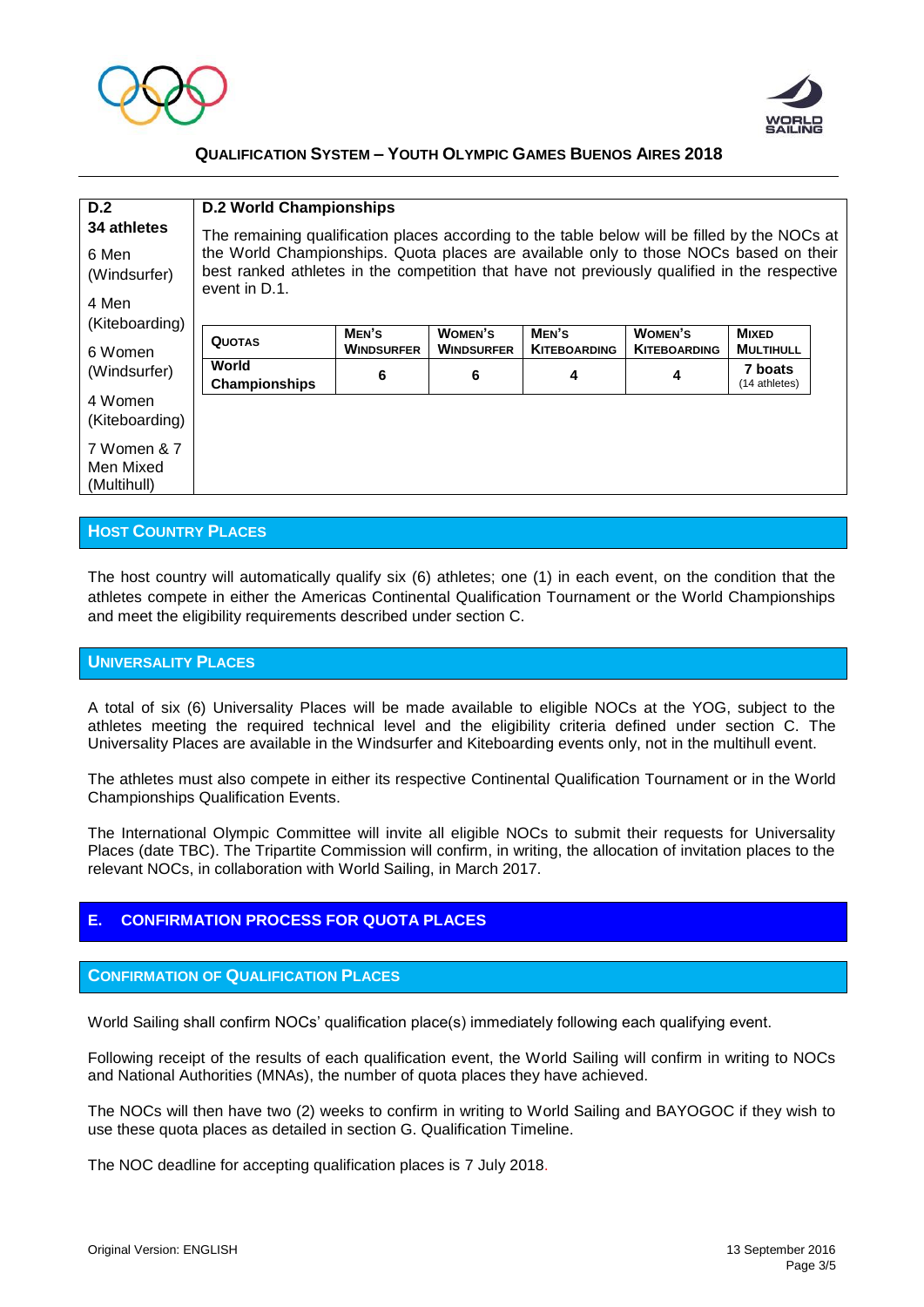| D.2 | D.2 World Championships |
|---|---|
| **34 athletes**<br><br>6 Men (Windsurfer)<br><br>4 Men (Kiteboarding)<br><br>6 Women (Windsurfer)<br><br>4 Women (Kiteboarding)<br><br>7 Women & 7 Men Mixed (Multihull) | The remaining qualification places according to the table below will be filled by the NOCs at the World Championships. Quota places are available only to those NOCs based on their best ranked athletes in the competition that have not previously qualified in the respective event in D.1. |

| Quotas | Men's Windsurfer | Women's Windsurfer | Men's Kiteboarding | Women's Kiteboarding | Mixed Multihull |
|---|---|---|---|---|---|
| World Championships | 6 | 6 | 4 | 4 | 7 boats (14 athletes) |

## Host Country Places

The host country will automatically qualify six (6) athletes; one (1) in each event, on the condition that the athletes compete in either the Americas Continental Qualification Tournament or the World Championships and meet the eligibility requirements described under section C.

## Universality Places

A total of six (6) Universality Places will be made available to eligible NOCs at the YOG, subject to the athletes meeting the required technical level and the eligibility criteria defined under section C. The Universality Places are available in the Windsurfer and Kiteboarding events only, not in the multihull event.

The athletes must also compete in either its respective Continental Qualification Tournament or in the World Championships Qualification Events.

The International Olympic Committee will invite all eligible NOCs to submit their requests for Universality Places (date TBC). The Tripartite Commission will confirm, in writing, the allocation of invitation places to the relevant NOCs, in collaboration with World Sailing, in March 2017.

# E. CONFIRMATION PROCESS FOR QUOTA PLACES

## Confirmation of Qualification Places

World Sailing shall confirm NOCs' qualification place(s) immediately following each qualifying event.

Following receipt of the results of each qualification event, the World Sailing will confirm in writing to NOCs and National Authorities (MNAs), the number of quota places they have achieved.

The NOCs will then have two (2) weeks to confirm in writing to World Sailing and BAYOGOC if they wish to use these quota places as detailed in section G. Qualification Timeline.

The NOC deadline for accepting qualification places is 7 July 2018.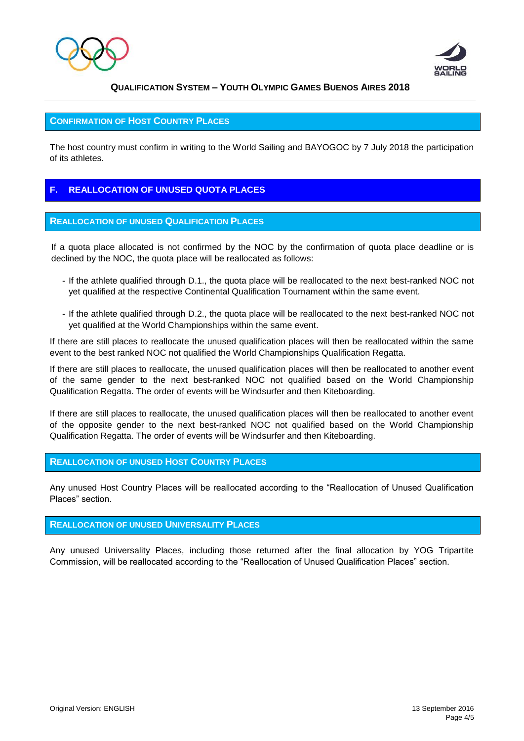### Confirmation of Host Country Places

The host country must confirm in writing to the World Sailing and BAYOGOC by 7 July 2018 the participation of its athletes.

## F. REALLOCATION OF UNUSED QUOTA PLACES

### Reallocation of Unused Qualification Places

If a quota place allocated is not confirmed by the NOC by the confirmation of quota place deadline or is declined by the NOC, the quota place will be reallocated as follows:

- If the athlete qualified through D.1., the quota place will be reallocated to the next best-ranked NOC not yet qualified at the respective Continental Qualification Tournament within the same event.
- If the athlete qualified through D.2., the quota place will be reallocated to the next best-ranked NOC not yet qualified at the World Championships within the same event.

If there are still places to reallocate the unused qualification places will then be reallocated within the same event to the best ranked NOC not qualified the World Championships Qualification Regatta.

If there are still places to reallocate, the unused qualification places will then be reallocated to another event of the same gender to the next best-ranked NOC not qualified based on the World Championship Qualification Regatta. The order of events will be Windsurfer and then Kiteboarding.

If there are still places to reallocate, the unused qualification places will then be reallocated to another event of the opposite gender to the next best-ranked NOC not qualified based on the World Championship Qualification Regatta. The order of events will be Windsurfer and then Kiteboarding.

### Reallocation of Unused Host Country Places

Any unused Host Country Places will be reallocated according to the "Reallocation of Unused Qualification Places" section.

### Reallocation of Unused Universality Places

Any unused Universality Places, including those returned after the final allocation by YOG Tripartite Commission, will be reallocated according to the "Reallocation of Unused Qualification Places" section.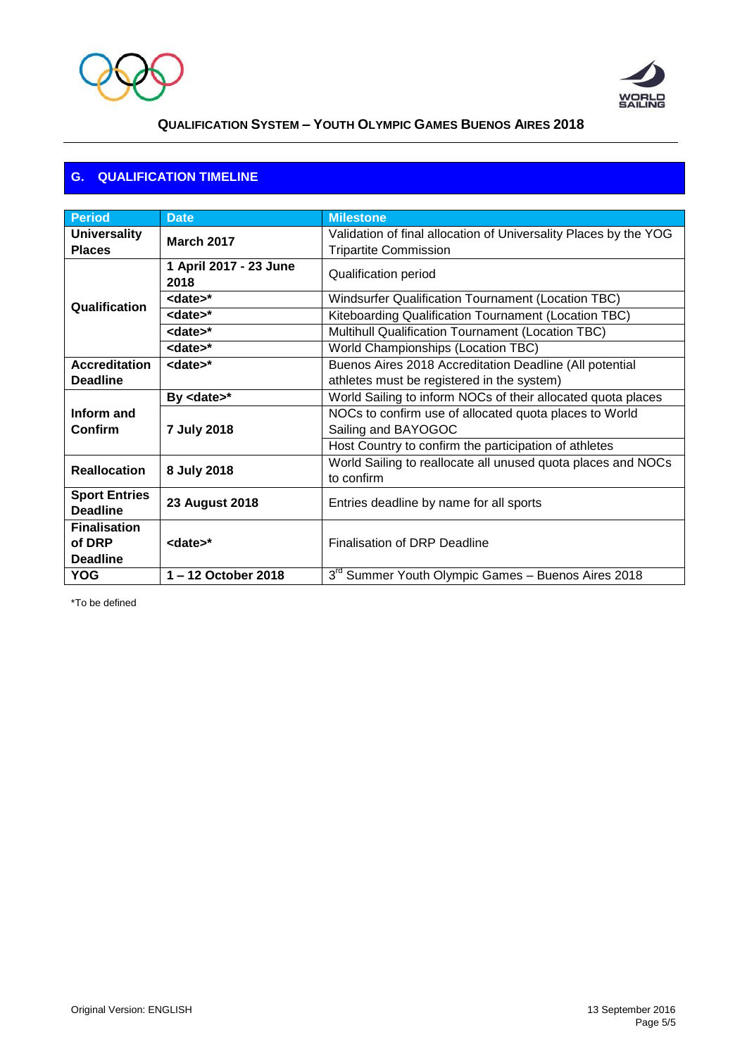## G. QUALIFICATION TIMELINE

| Period | Date | Milestone |
|---|---|---|
| **Universality Places** | **March 2017** | Validation of final allocation of Universality Places by the YOG Tripartite Commission |
| **Qualification** | **1 April 2017 - 23 June 2018** | Qualification period |
| | **<date>*** | Windsurfer Qualification Tournament (Location TBC) |
| | **<date>*** | Kiteboarding Qualification Tournament (Location TBC) |
| | **<date>*** | Multihull Qualification Tournament (Location TBC) |
| | **<date>*** | World Championships (Location TBC) |
| **Accreditation Deadline** | **<date>*** | Buenos Aires 2018 Accreditation Deadline (All potential athletes must be registered in the system) |
| **Inform and Confirm** | **By <date>*** | World Sailing to inform NOCs of their allocated quota places |
| | **7 July 2018** | NOCs to confirm use of allocated quota places to World Sailing and BAYOGOC |
| | | Host Country to confirm the participation of athletes |
| **Reallocation** | **8 July 2018** | World Sailing to reallocate all unused quota places and NOCs to confirm |
| **Sport Entries Deadline** | **23 August 2018** | Entries deadline by name for all sports |
| **Finalisation of DRP Deadline** | **<date>*** | Finalisation of DRP Deadline |
| **YOG** | **1 – 12 October 2018** | 3rd Summer Youth Olympic Games – Buenos Aires 2018 |

*To be defined

Original Version: ENGLISH

13 September 2016